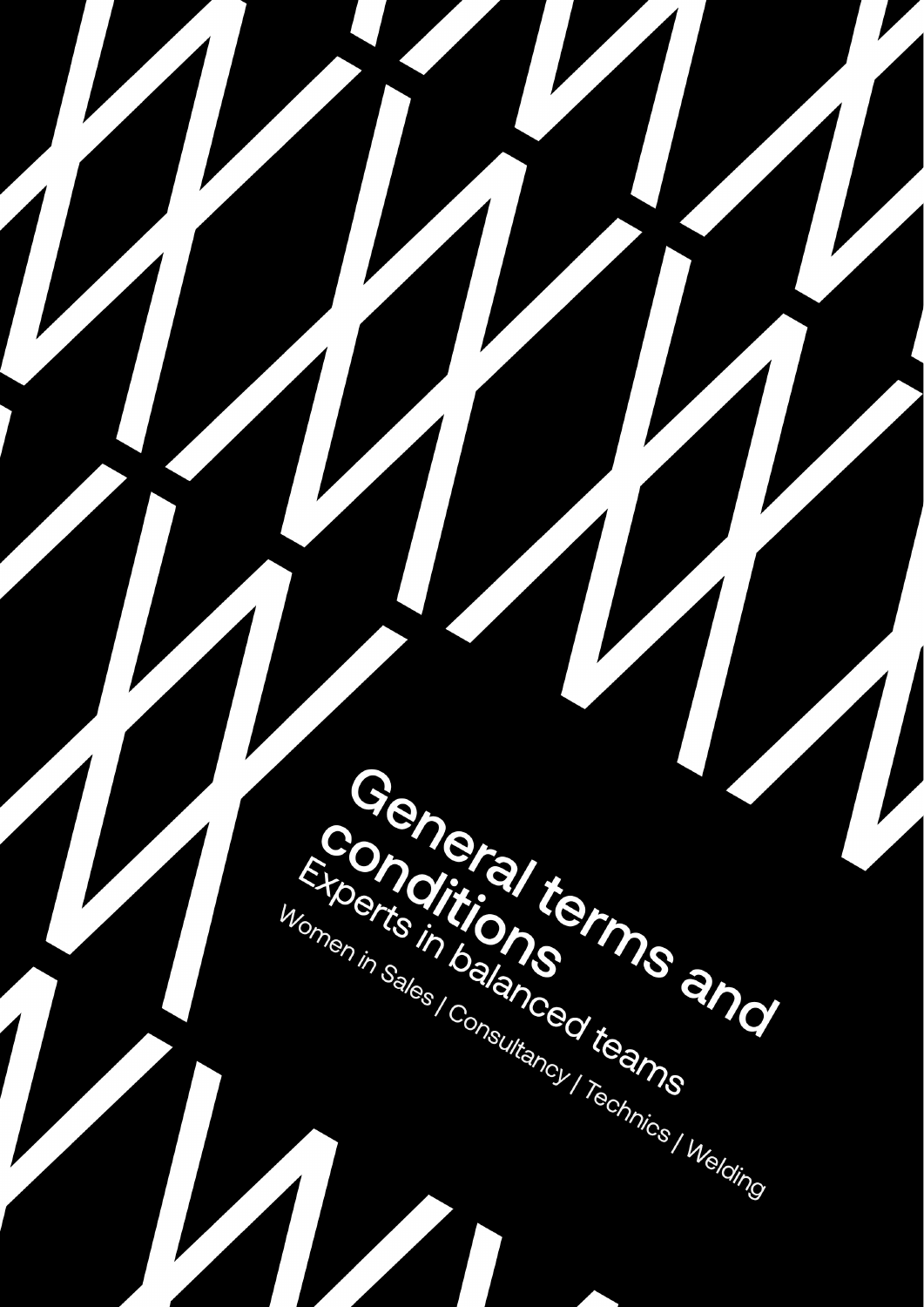# General terms and conditions

Experts in balanced teams

Women in Sales | Consultancy | Technics | Welding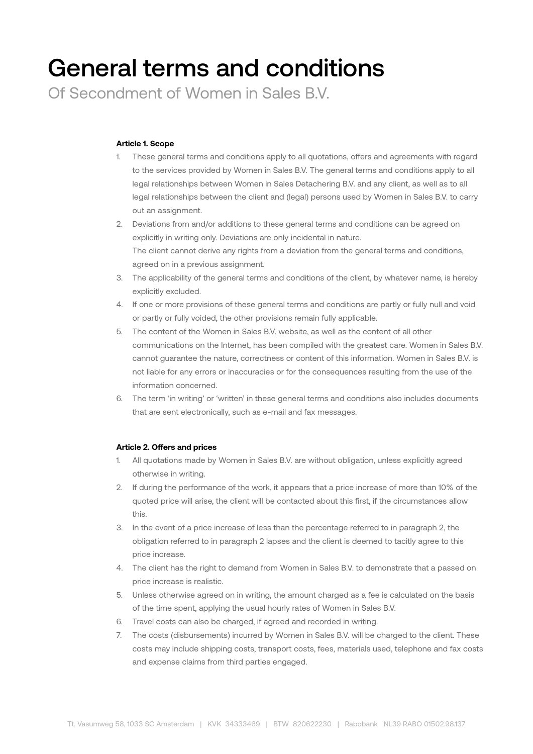# General terms and conditions

Of Secondment of Women in Sales B.V.

**Article 1. Scope**

1. These general terms and conditions apply to all quotations, offers and agreements with regard to the services provided by Women in Sales B.V. The general terms and conditions apply to all legal relationships between Women in Sales Detachering B.V. and any client, as well as to all legal relationships between the client and (legal) persons used by Women in Sales B.V. to carry out an assignment.
2. Deviations from and/or additions to these general terms and conditions can be agreed on explicitly in writing only. Deviations are only incidental in nature.
   The client cannot derive any rights from a deviation from the general terms and conditions, agreed on in a previous assignment.
3. The applicability of the general terms and conditions of the client, by whatever name, is hereby explicitly excluded.
4. If one or more provisions of these general terms and conditions are partly or fully null and void or partly or fully voided, the other provisions remain fully applicable.
5. The content of the Women in Sales B.V. website, as well as the content of all other communications on the Internet, has been compiled with the greatest care. Women in Sales B.V. cannot guarantee the nature, correctness or content of this information. Women in Sales B.V. is not liable for any errors or inaccuracies or for the consequences resulting from the use of the information concerned.
6. The term 'in writing' or 'written' in these general terms and conditions also includes documents that are sent electronically, such as e-mail and fax messages.

**Article 2. Offers and prices**

1. All quotations made by Women in Sales B.V. are without obligation, unless explicitly agreed otherwise in writing.
2. If during the performance of the work, it appears that a price increase of more than 10% of the quoted price will arise, the client will be contacted about this first, if the circumstances allow this.
3. In the event of a price increase of less than the percentage referred to in paragraph 2, the obligation referred to in paragraph 2 lapses and the client is deemed to tacitly agree to this price increase.
4. The client has the right to demand from Women in Sales B.V. to demonstrate that a passed on price increase is realistic.
5. Unless otherwise agreed on in writing, the amount charged as a fee is calculated on the basis of the time spent, applying the usual hourly rates of Women in Sales B.V.
6. Travel costs can also be charged, if agreed and recorded in writing.
7. The costs (disbursements) incurred by Women in Sales B.V. will be charged to the client. These costs may include shipping costs, transport costs, fees, materials used, telephone and fax costs and expense claims from third parties engaged.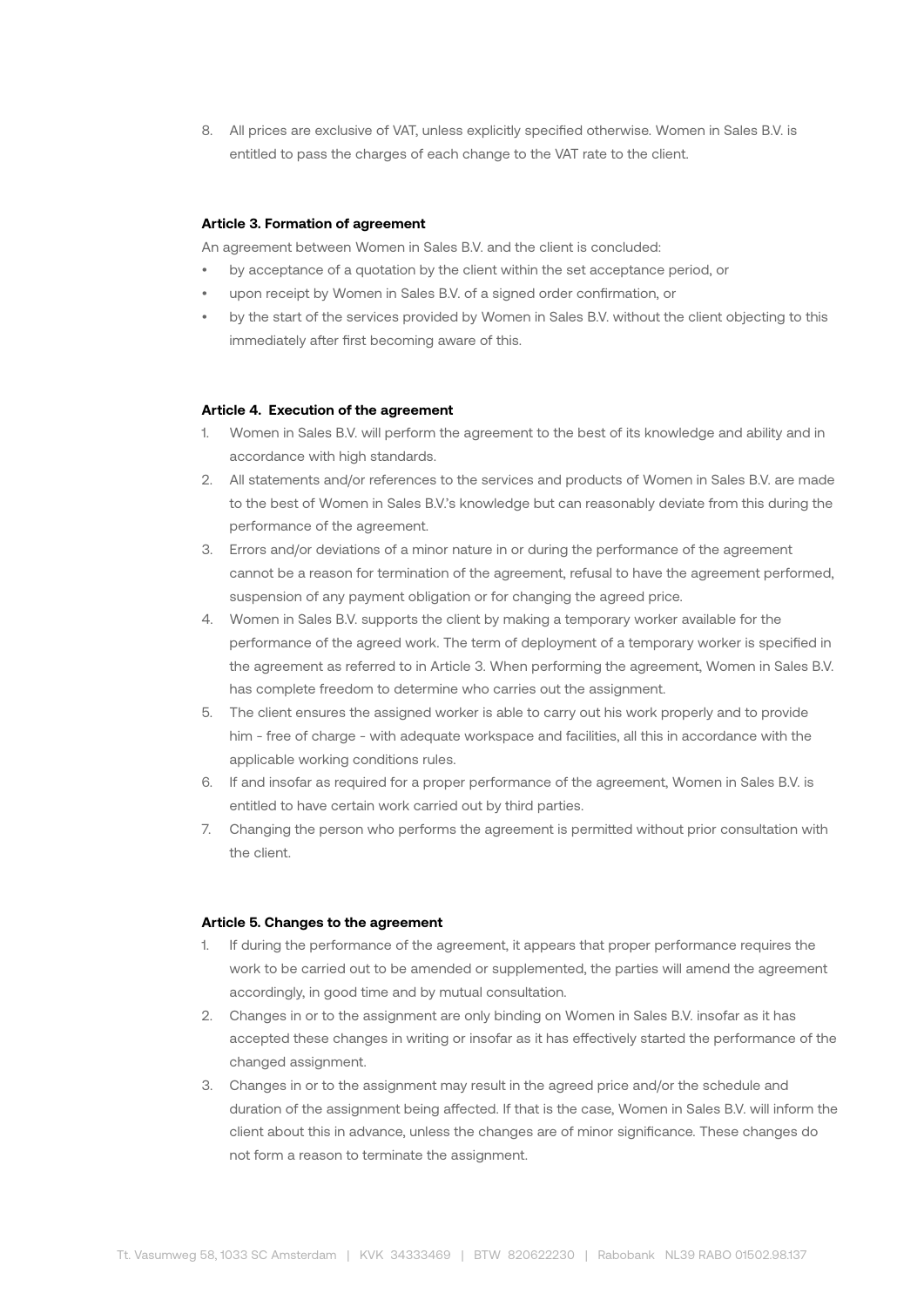8. All prices are exclusive of VAT, unless explicitly specified otherwise. Women in Sales B.V. is entitled to pass the charges of each change to the VAT rate to the client.

**Article 3. Formation of agreement**

An agreement between Women in Sales B.V. and the client is concluded:

- by acceptance of a quotation by the client within the set acceptance period, or
- upon receipt by Women in Sales B.V. of a signed order confirmation, or
- by the start of the services provided by Women in Sales B.V. without the client objecting to this immediately after first becoming aware of this.

**Article 4. Execution of the agreement**

1. Women in Sales B.V. will perform the agreement to the best of its knowledge and ability and in accordance with high standards.
2. All statements and/or references to the services and products of Women in Sales B.V. are made to the best of Women in Sales B.V.'s knowledge but can reasonably deviate from this during the performance of the agreement.
3. Errors and/or deviations of a minor nature in or during the performance of the agreement cannot be a reason for termination of the agreement, refusal to have the agreement performed, suspension of any payment obligation or for changing the agreed price.
4. Women in Sales B.V. supports the client by making a temporary worker available for the performance of the agreed work. The term of deployment of a temporary worker is specified in the agreement as referred to in Article 3. When performing the agreement, Women in Sales B.V. has complete freedom to determine who carries out the assignment.
5. The client ensures the assigned worker is able to carry out his work properly and to provide him - free of charge - with adequate workspace and facilities, all this in accordance with the applicable working conditions rules.
6. If and insofar as required for a proper performance of the agreement, Women in Sales B.V. is entitled to have certain work carried out by third parties.
7. Changing the person who performs the agreement is permitted without prior consultation with the client.

**Article 5. Changes to the agreement**

1. If during the performance of the agreement, it appears that proper performance requires the work to be carried out to be amended or supplemented, the parties will amend the agreement accordingly, in good time and by mutual consultation.
2. Changes in or to the assignment are only binding on Women in Sales B.V. insofar as it has accepted these changes in writing or insofar as it has effectively started the performance of the changed assignment.
3. Changes in or to the assignment may result in the agreed price and/or the schedule and duration of the assignment being affected. If that is the case, Women in Sales B.V. will inform the client about this in advance, unless the changes are of minor significance. These changes do not form a reason to terminate the assignment.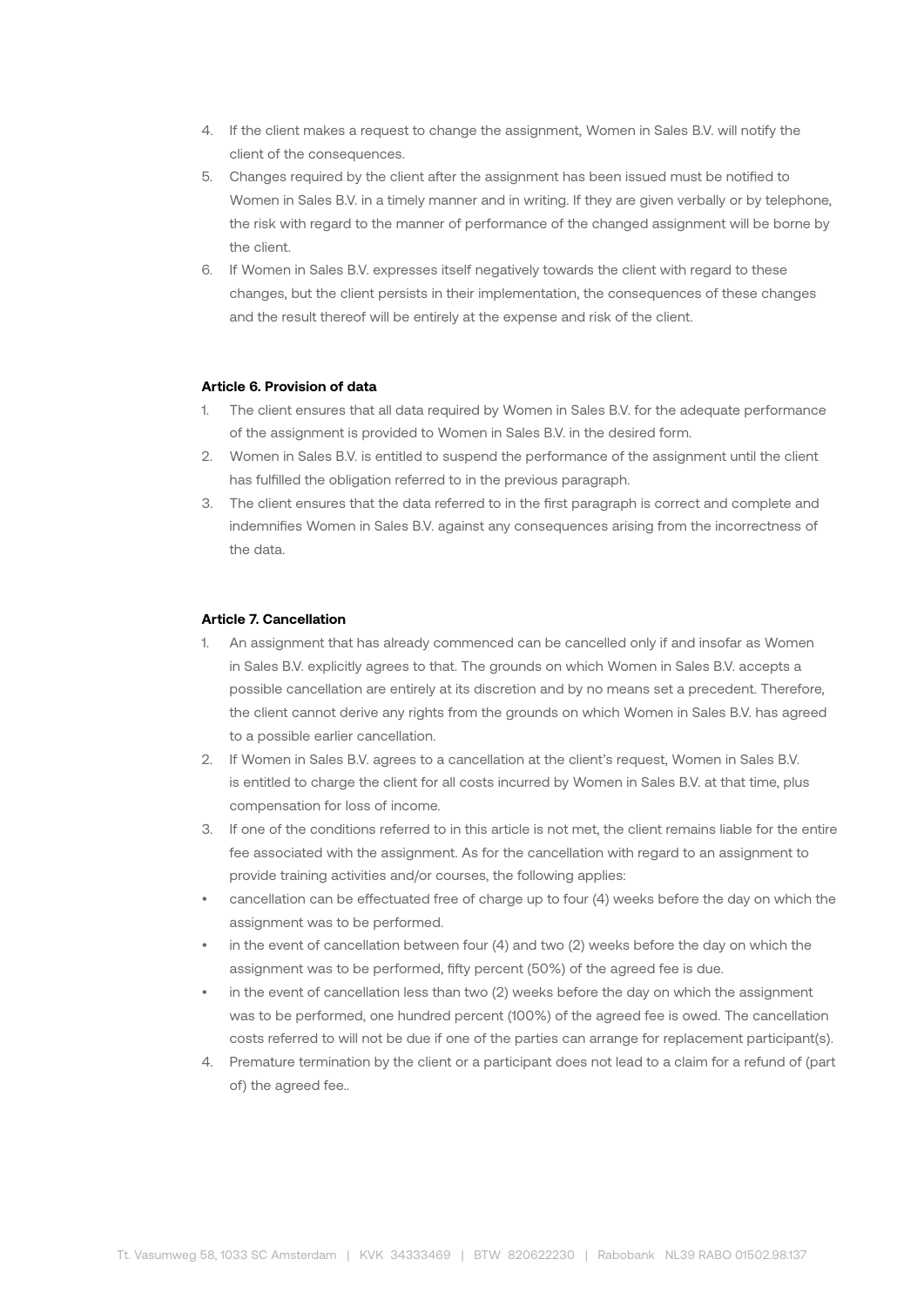4. If the client makes a request to change the assignment, Women in Sales B.V. will notify the client of the consequences.
5. Changes required by the client after the assignment has been issued must be notified to Women in Sales B.V. in a timely manner and in writing. If they are given verbally or by telephone, the risk with regard to the manner of performance of the changed assignment will be borne by the client.
6. If Women in Sales B.V. expresses itself negatively towards the client with regard to these changes, but the client persists in their implementation, the consequences of these changes and the result thereof will be entirely at the expense and risk of the client.

**Article 6. Provision of data**

1. The client ensures that all data required by Women in Sales B.V. for the adequate performance of the assignment is provided to Women in Sales B.V. in the desired form.
2. Women in Sales B.V. is entitled to suspend the performance of the assignment until the client has fulfilled the obligation referred to in the previous paragraph.
3. The client ensures that the data referred to in the first paragraph is correct and complete and indemnifies Women in Sales B.V. against any consequences arising from the incorrectness of the data.

**Article 7. Cancellation**

1. An assignment that has already commenced can be cancelled only if and insofar as Women in Sales B.V. explicitly agrees to that. The grounds on which Women in Sales B.V. accepts a possible cancellation are entirely at its discretion and by no means set a precedent. Therefore, the client cannot derive any rights from the grounds on which Women in Sales B.V. has agreed to a possible earlier cancellation.
2. If Women in Sales B.V. agrees to a cancellation at the client's request, Women in Sales B.V. is entitled to charge the client for all costs incurred by Women in Sales B.V. at that time, plus compensation for loss of income.
3. If one of the conditions referred to in this article is not met, the client remains liable for the entire fee associated with the assignment. As for the cancellation with regard to an assignment to provide training activities and/or courses, the following applies:

- cancellation can be effectuated free of charge up to four (4) weeks before the day on which the assignment was to be performed.
- in the event of cancellation between four (4) and two (2) weeks before the day on which the assignment was to be performed, fifty percent (50%) of the agreed fee is due.
- in the event of cancellation less than two (2) weeks before the day on which the assignment was to be performed, one hundred percent (100%) of the agreed fee is owed. The cancellation costs referred to will not be due if one of the parties can arrange for replacement participant(s).

4. Premature termination by the client or a participant does not lead to a claim for a refund of (part of) the agreed fee..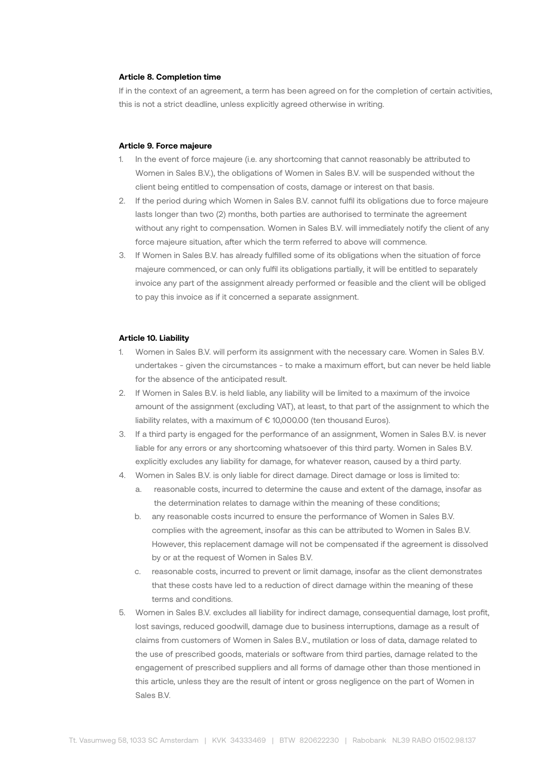**Article 8. Completion time**

If in the context of an agreement, a term has been agreed on for the completion of certain activities, this is not a strict deadline, unless explicitly agreed otherwise in writing.

**Article 9. Force majeure**

1. In the event of force majeure (i.e. any shortcoming that cannot reasonably be attributed to Women in Sales B.V.), the obligations of Women in Sales B.V. will be suspended without the client being entitled to compensation of costs, damage or interest on that basis.
2. If the period during which Women in Sales B.V. cannot fulfil its obligations due to force majeure lasts longer than two (2) months, both parties are authorised to terminate the agreement without any right to compensation. Women in Sales B.V. will immediately notify the client of any force majeure situation, after which the term referred to above will commence.
3. If Women in Sales B.V. has already fulfilled some of its obligations when the situation of force majeure commenced, or can only fulfil its obligations partially, it will be entitled to separately invoice any part of the assignment already performed or feasible and the client will be obliged to pay this invoice as if it concerned a separate assignment.

**Article 10. Liability**

1. Women in Sales B.V. will perform its assignment with the necessary care. Women in Sales B.V. undertakes - given the circumstances - to make a maximum effort, but can never be held liable for the absence of the anticipated result.
2. If Women in Sales B.V. is held liable, any liability will be limited to a maximum of the invoice amount of the assignment (excluding VAT), at least, to that part of the assignment to which the liability relates, with a maximum of € 10,000.00 (ten thousand Euros).
3. If a third party is engaged for the performance of an assignment, Women in Sales B.V. is never liable for any errors or any shortcoming whatsoever of this third party. Women in Sales B.V. explicitly excludes any liability for damage, for whatever reason, caused by a third party.
4. Women in Sales B.V. is only liable for direct damage. Direct damage or loss is limited to:
   a. reasonable costs, incurred to determine the cause and extent of the damage, insofar as the determination relates to damage within the meaning of these conditions;
   b. any reasonable costs incurred to ensure the performance of Women in Sales B.V. complies with the agreement, insofar as this can be attributed to Women in Sales B.V. However, this replacement damage will not be compensated if the agreement is dissolved by or at the request of Women in Sales B.V.
   c. reasonable costs, incurred to prevent or limit damage, insofar as the client demonstrates that these costs have led to a reduction of direct damage within the meaning of these terms and conditions.
5. Women in Sales B.V. excludes all liability for indirect damage, consequential damage, lost profit, lost savings, reduced goodwill, damage due to business interruptions, damage as a result of claims from customers of Women in Sales B.V., mutilation or loss of data, damage related to the use of prescribed goods, materials or software from third parties, damage related to the engagement of prescribed suppliers and all forms of damage other than those mentioned in this article, unless they are the result of intent or gross negligence on the part of Women in Sales B.V.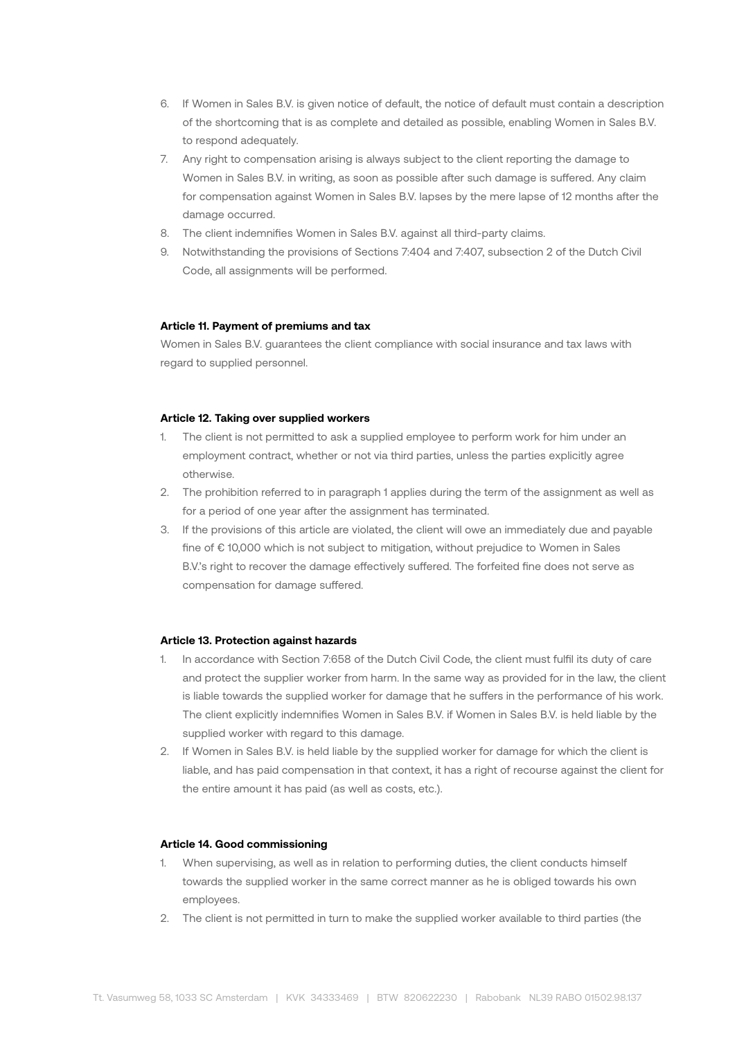6. If Women in Sales B.V. is given notice of default, the notice of default must contain a description of the shortcoming that is as complete and detailed as possible, enabling Women in Sales B.V. to respond adequately.
7. Any right to compensation arising is always subject to the client reporting the damage to Women in Sales B.V. in writing, as soon as possible after such damage is suffered. Any claim for compensation against Women in Sales B.V. lapses by the mere lapse of 12 months after the damage occurred.
8. The client indemnifies Women in Sales B.V. against all third-party claims.
9. Notwithstanding the provisions of Sections 7:404 and 7:407, subsection 2 of the Dutch Civil Code, all assignments will be performed.

**Article 11. Payment of premiums and tax**

Women in Sales B.V. guarantees the client compliance with social insurance and tax laws with regard to supplied personnel.

**Article 12. Taking over supplied workers**

1. The client is not permitted to ask a supplied employee to perform work for him under an employment contract, whether or not via third parties, unless the parties explicitly agree otherwise.
2. The prohibition referred to in paragraph 1 applies during the term of the assignment as well as for a period of one year after the assignment has terminated.
3. If the provisions of this article are violated, the client will owe an immediately due and payable fine of € 10,000 which is not subject to mitigation, without prejudice to Women in Sales B.V.'s right to recover the damage effectively suffered. The forfeited fine does not serve as compensation for damage suffered.

**Article 13. Protection against hazards**

1. In accordance with Section 7:658 of the Dutch Civil Code, the client must fulfil its duty of care and protect the supplier worker from harm. In the same way as provided for in the law, the client is liable towards the supplied worker for damage that he suffers in the performance of his work. The client explicitly indemnifies Women in Sales B.V. if Women in Sales B.V. is held liable by the supplied worker with regard to this damage.
2. If Women in Sales B.V. is held liable by the supplied worker for damage for which the client is liable, and has paid compensation in that context, it has a right of recourse against the client for the entire amount it has paid (as well as costs, etc.).

**Article 14. Good commissioning**

1. When supervising, as well as in relation to performing duties, the client conducts himself towards the supplied worker in the same correct manner as he is obliged towards his own employees.
2. The client is not permitted in turn to make the supplied worker available to third parties (the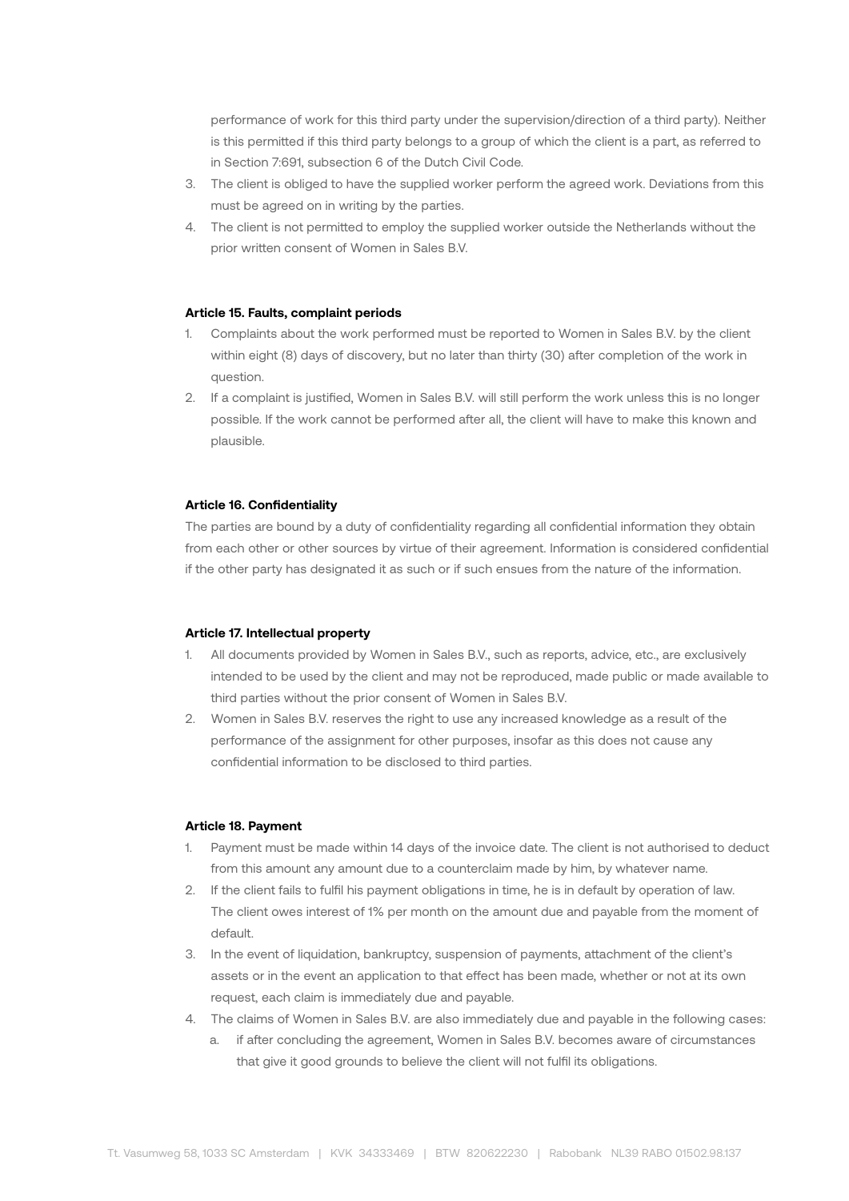performance of work for this third party under the supervision/direction of a third party). Neither is this permitted if this third party belongs to a group of which the client is a part, as referred to in Section 7:691, subsection 6 of the Dutch Civil Code.

3. The client is obliged to have the supplied worker perform the agreed work. Deviations from this must be agreed on in writing by the parties.
4. The client is not permitted to employ the supplied worker outside the Netherlands without the prior written consent of Women in Sales B.V.

**Article 15. Faults, complaint periods**

1. Complaints about the work performed must be reported to Women in Sales B.V. by the client within eight (8) days of discovery, but no later than thirty (30) after completion of the work in question.
2. If a complaint is justified, Women in Sales B.V. will still perform the work unless this is no longer possible. If the work cannot be performed after all, the client will have to make this known and plausible.

**Article 16. Confidentiality**

The parties are bound by a duty of confidentiality regarding all confidential information they obtain from each other or other sources by virtue of their agreement. Information is considered confidential if the other party has designated it as such or if such ensues from the nature of the information.

**Article 17. Intellectual property**

1. All documents provided by Women in Sales B.V., such as reports, advice, etc., are exclusively intended to be used by the client and may not be reproduced, made public or made available to third parties without the prior consent of Women in Sales B.V.
2. Women in Sales B.V. reserves the right to use any increased knowledge as a result of the performance of the assignment for other purposes, insofar as this does not cause any confidential information to be disclosed to third parties.

**Article 18. Payment**

1. Payment must be made within 14 days of the invoice date. The client is not authorised to deduct from this amount any amount due to a counterclaim made by him, by whatever name.
2. If the client fails to fulfil his payment obligations in time, he is in default by operation of law. The client owes interest of 1% per month on the amount due and payable from the moment of default.
3. In the event of liquidation, bankruptcy, suspension of payments, attachment of the client's assets or in the event an application to that effect has been made, whether or not at its own request, each claim is immediately due and payable.
4. The claims of Women in Sales B.V. are also immediately due and payable in the following cases:
   a. if after concluding the agreement, Women in Sales B.V. becomes aware of circumstances that give it good grounds to believe the client will not fulfil its obligations.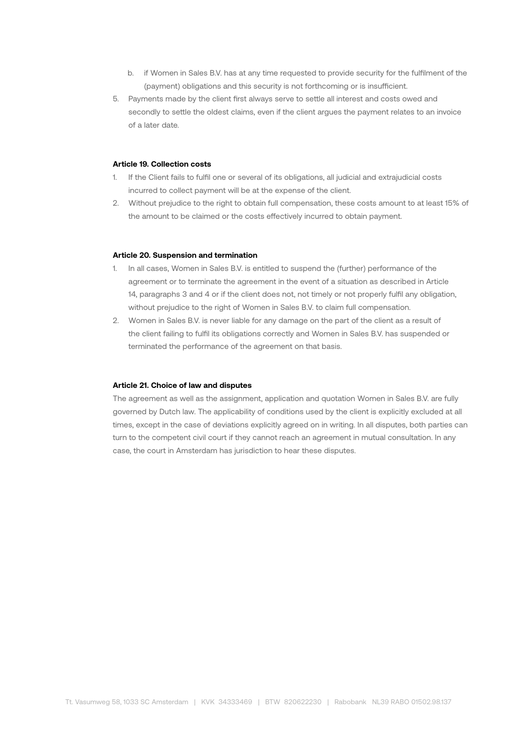b. if Women in Sales B.V. has at any time requested to provide security for the fulfilment of the (payment) obligations and this security is not forthcoming or is insufficient.

5. Payments made by the client first always serve to settle all interest and costs owed and secondly to settle the oldest claims, even if the client argues the payment relates to an invoice of a later date.

**Article 19. Collection costs**

1. If the Client fails to fulfil one or several of its obligations, all judicial and extrajudicial costs incurred to collect payment will be at the expense of the client.
2. Without prejudice to the right to obtain full compensation, these costs amount to at least 15% of the amount to be claimed or the costs effectively incurred to obtain payment.

**Article 20. Suspension and termination**

1. In all cases, Women in Sales B.V. is entitled to suspend the (further) performance of the agreement or to terminate the agreement in the event of a situation as described in Article 14, paragraphs 3 and 4 or if the client does not, not timely or not properly fulfil any obligation, without prejudice to the right of Women in Sales B.V. to claim full compensation.
2. Women in Sales B.V. is never liable for any damage on the part of the client as a result of the client failing to fulfil its obligations correctly and Women in Sales B.V. has suspended or terminated the performance of the agreement on that basis.

**Article 21. Choice of law and disputes**

The agreement as well as the assignment, application and quotation Women in Sales B.V. are fully governed by Dutch law. The applicability of conditions used by the client is explicitly excluded at all times, except in the case of deviations explicitly agreed on in writing. In all disputes, both parties can turn to the competent civil court if they cannot reach an agreement in mutual consultation. In any case, the court in Amsterdam has jurisdiction to hear these disputes.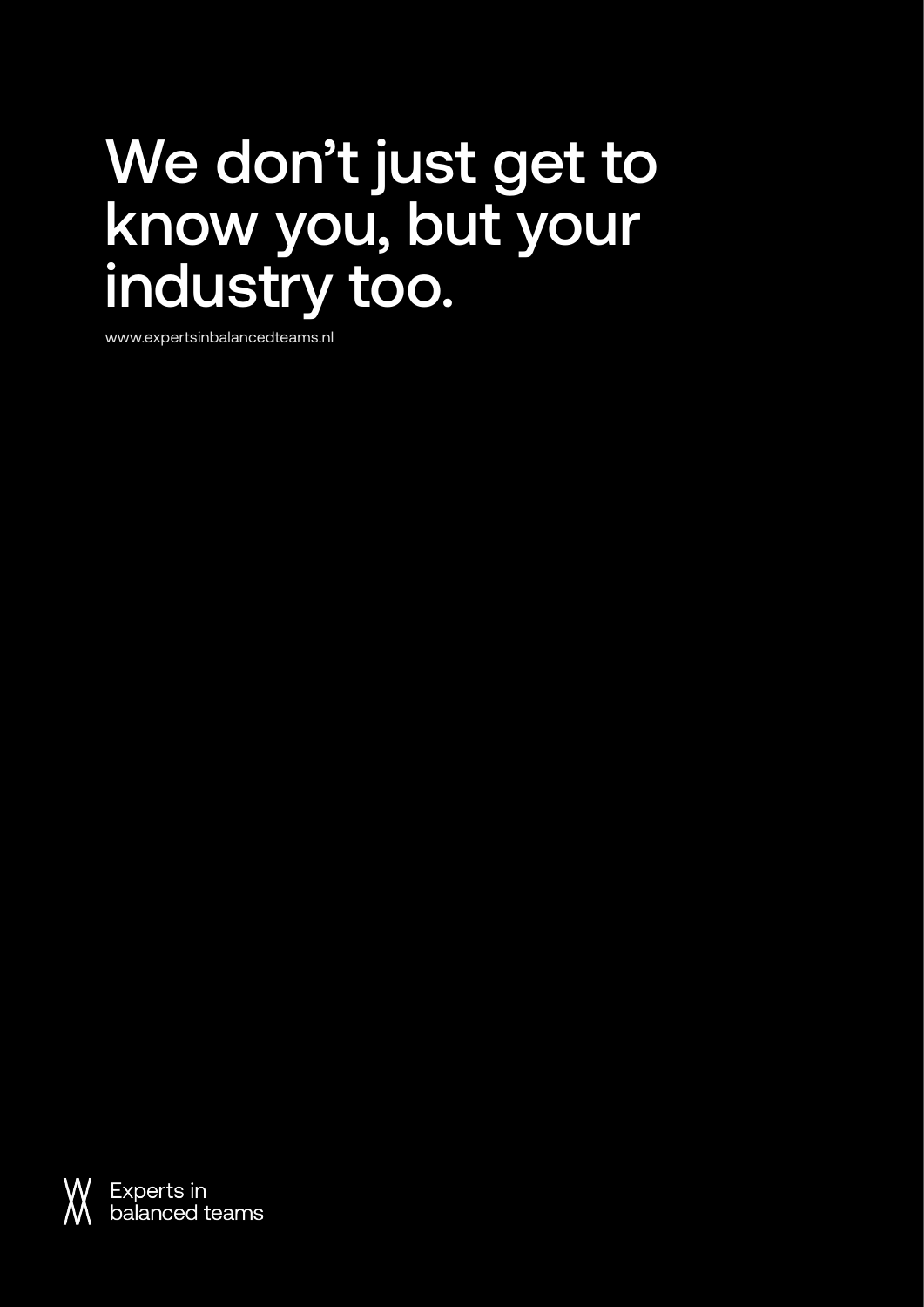# We don’t just get to know you, but your industry too.

www.expertsinbalancedteams.nl

Experts in
balanced teams